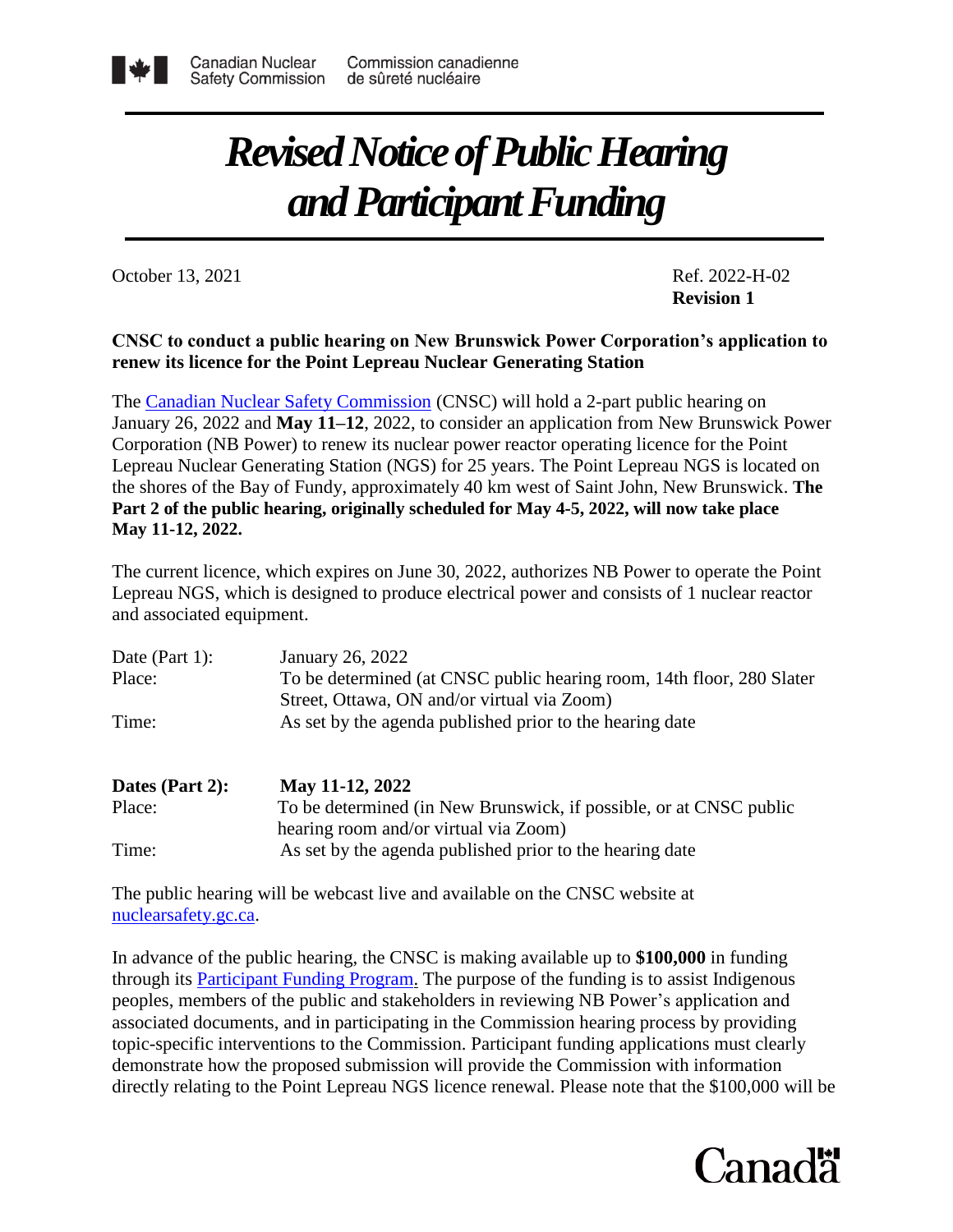Canadian Nuclear Safety Commission | Commission canadienne de sûreté nucléaire

# *Revised Notice of Public Hearing and Participant Funding*

October 13, 2021

Ref. 2022-H-02
**Revision 1**

**CNSC to conduct a public hearing on New Brunswick Power Corporation's application to renew its licence for the Point Lepreau Nuclear Generating Station**

The [Canadian Nuclear Safety Commission](https://www.nuclearsafety.gc.ca) (CNSC) will hold a 2-part public hearing on January 26, 2022 and **May 11–12**, 2022, to consider an application from New Brunswick Power Corporation (NB Power) to renew its nuclear power reactor operating licence for the Point Lepreau Nuclear Generating Station (NGS) for 25 years. The Point Lepreau NGS is located on the shores of the Bay of Fundy, approximately 40 km west of Saint John, New Brunswick. **The Part 2 of the public hearing, originally scheduled for May 4-5, 2022, will now take place May 11-12, 2022.**

The current licence, which expires on June 30, 2022, authorizes NB Power to operate the Point Lepreau NGS, which is designed to produce electrical power and consists of 1 nuclear reactor and associated equipment.

| | |
|---|---|
| Date (Part 1): | January 26, 2022 |
| Place: | To be determined (at CNSC public hearing room, 14th floor, 280 Slater Street, Ottawa, ON and/or virtual via Zoom) |
| Time: | As set by the agenda published prior to the hearing date |

| | |
|---|---|
| **Dates (Part 2):** | **May 11-12, 2022** |
| Place: | To be determined (in New Brunswick, if possible, or at CNSC public hearing room and/or virtual via Zoom) |
| Time: | As set by the agenda published prior to the hearing date |

The public hearing will be webcast live and available on the CNSC website at [nuclearsafety.gc.ca](https://nuclearsafety.gc.ca).

In advance of the public hearing, the CNSC is making available up to **$100,000** in funding through its [Participant Funding Program.](https://nuclearsafety.gc.ca) The purpose of the funding is to assist Indigenous peoples, members of the public and stakeholders in reviewing NB Power's application and associated documents, and in participating in the Commission hearing process by providing topic-specific interventions to the Commission. Participant funding applications must clearly demonstrate how the proposed submission will provide the Commission with information directly relating to the Point Lepreau NGS licence renewal. Please note that the $100,000 will be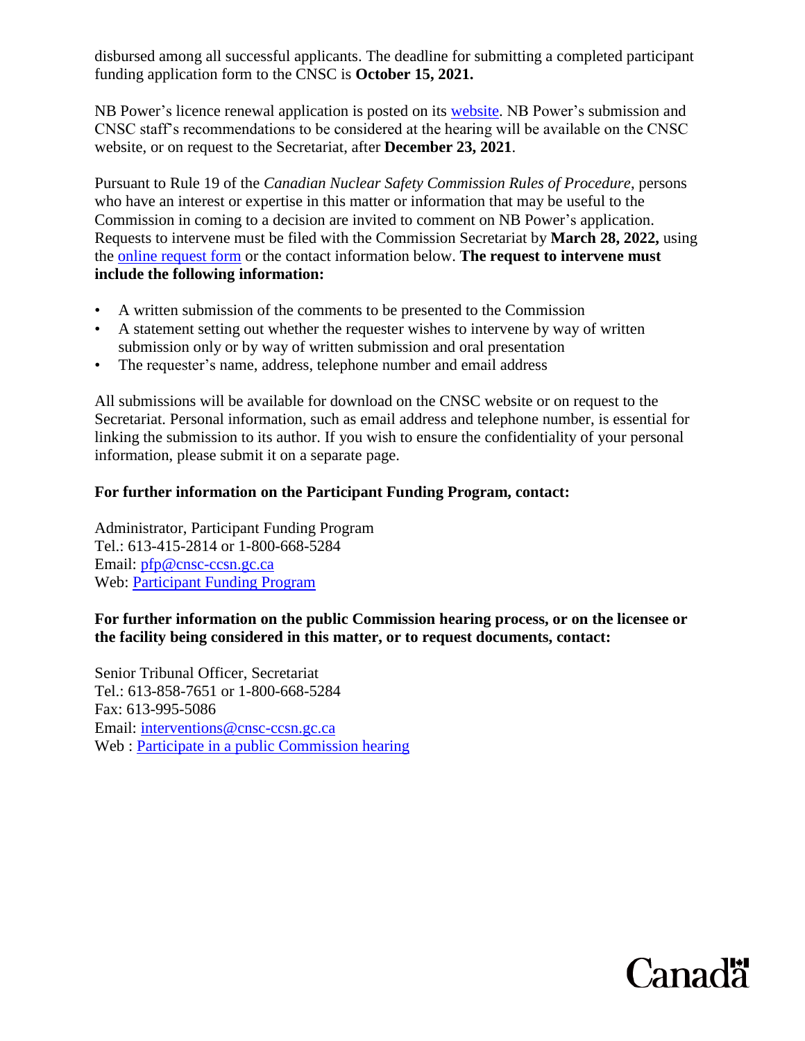disbursed among all successful applicants. The deadline for submitting a completed participant funding application form to the CNSC is **October 15, 2021.**

NB Power's licence renewal application is posted on its [website](). NB Power's submission and CNSC staff's recommendations to be considered at the hearing will be available on the CNSC website, or on request to the Secretariat, after **December 23, 2021**.

Pursuant to Rule 19 of the *Canadian Nuclear Safety Commission Rules of Procedure*, persons who have an interest or expertise in this matter or information that may be useful to the Commission in coming to a decision are invited to comment on NB Power's application. Requests to intervene must be filed with the Commission Secretariat by **March 28, 2022,** using the [online request form]() or the contact information below. **The request to intervene must include the following information:**

- A written submission of the comments to be presented to the Commission
- A statement setting out whether the requester wishes to intervene by way of written submission only or by way of written submission and oral presentation
- The requester's name, address, telephone number and email address

All submissions will be available for download on the CNSC website or on request to the Secretariat. Personal information, such as email address and telephone number, is essential for linking the submission to its author. If you wish to ensure the confidentiality of your personal information, please submit it on a separate page.

**For further information on the Participant Funding Program, contact:**

Administrator, Participant Funding Program
Tel.: 613-415-2814 or 1-800-668-5284
Email: pfp@cnsc-ccsn.gc.ca
Web: [Participant Funding Program]()

**For further information on the public Commission hearing process, or on the licensee or the facility being considered in this matter, or to request documents, contact:**

Senior Tribunal Officer, Secretariat
Tel.: 613-858-7651 or 1-800-668-5284
Fax: 613-995-5086
Email: interventions@cnsc-ccsn.gc.ca
Web : [Participate in a public Commission hearing]()